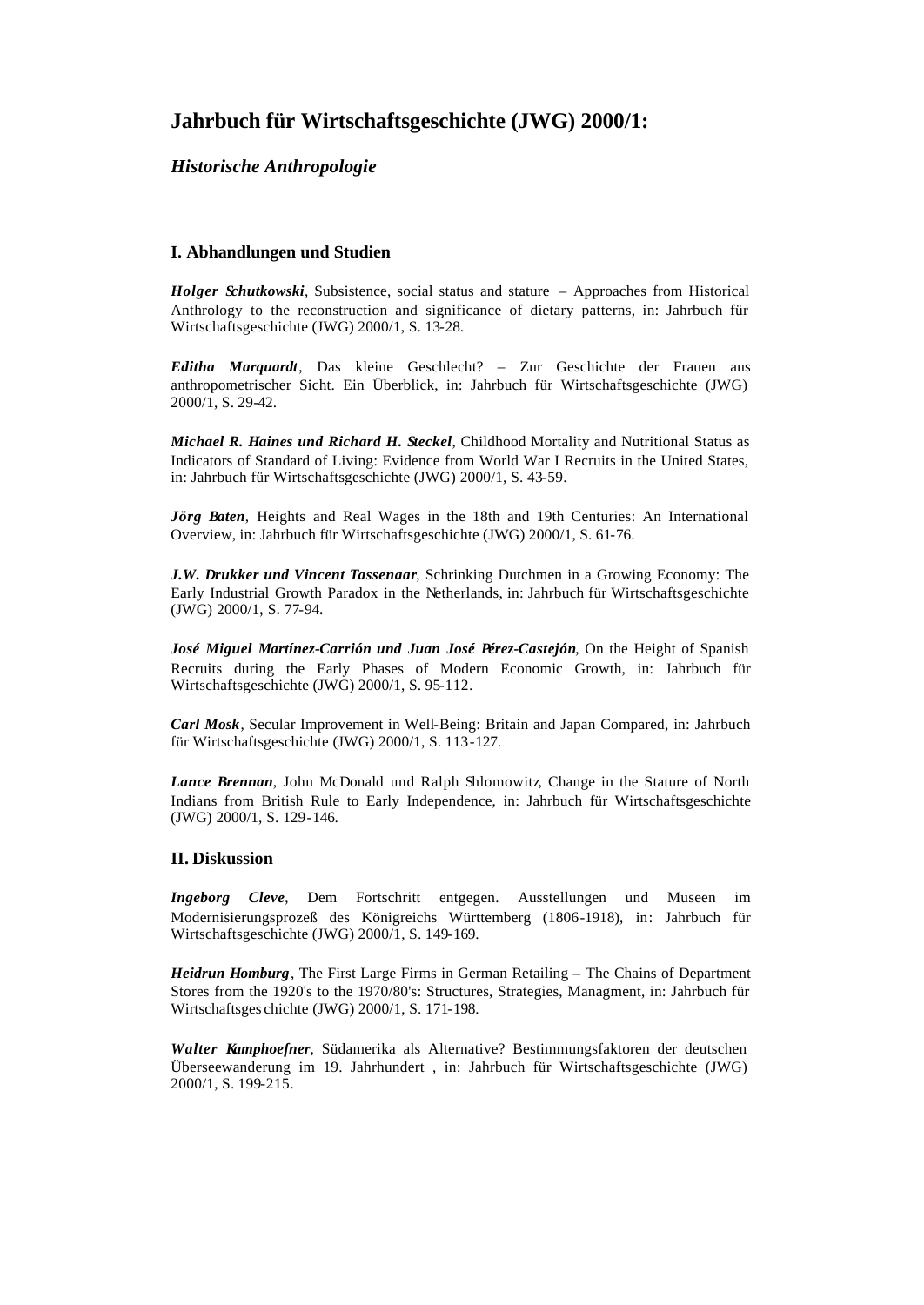# Jahrbuch für Wirtschaftsgeschichte (JWG) 2000/1:

## *Historische Anthropologie*

### I. Abhandlungen und Studien

***Holger Schutkowski***, Subsistence, social status and stature – Approaches from Historical Anthrology to the reconstruction and significance of dietary patterns, in: Jahrbuch für Wirtschaftsgeschichte (JWG) 2000/1, S. 13-28.

***Editha Marquardt***, Das kleine Geschlecht? – Zur Geschichte der Frauen aus anthropometrischer Sicht. Ein Überblick, in: Jahrbuch für Wirtschaftsgeschichte (JWG) 2000/1, S. 29-42.

***Michael R. Haines und Richard H. Steckel***, Childhood Mortality and Nutritional Status as Indicators of Standard of Living: Evidence from World War I Recruits in the United States, in: Jahrbuch für Wirtschaftsgeschichte (JWG) 2000/1, S. 43-59.

***Jörg Baten***, Heights and Real Wages in the 18th and 19th Centuries: An International Overview, in: Jahrbuch für Wirtschaftsgeschichte (JWG) 2000/1, S. 61-76.

***J.W. Drukker und Vincent Tassenaar***, Schrinking Dutchmen in a Growing Economy: The Early Industrial Growth Paradox in the Netherlands, in: Jahrbuch für Wirtschaftsgeschichte (JWG) 2000/1, S. 77-94.

***José Miguel Martínez-Carrión und Juan José Pérez-Castejón***, On the Height of Spanish Recruits during the Early Phases of Modern Economic Growth, in: Jahrbuch für Wirtschaftsgeschichte (JWG) 2000/1, S. 95-112.

***Carl Mosk***, Secular Improvement in Well-Being: Britain and Japan Compared, in: Jahrbuch für Wirtschaftsgeschichte (JWG) 2000/1, S. 113-127.

***Lance Brennan***, John McDonald und Ralph Shlomowitz, Change in the Stature of North Indians from British Rule to Early Independence, in: Jahrbuch für Wirtschaftsgeschichte (JWG) 2000/1, S. 129-146.

### II. Diskussion

***Ingeborg Cleve***, Dem Fortschritt entgegen. Ausstellungen und Museen im Modernisierungsprozeß des Königreichs Württemberg (1806-1918), in: Jahrbuch für Wirtschaftsgeschichte (JWG) 2000/1, S. 149-169.

***Heidrun Homburg***, The First Large Firms in German Retailing – The Chains of Department Stores from the 1920's to the 1970/80's: Structures, Strategies, Managment, in: Jahrbuch für Wirtschaftsges chichte (JWG) 2000/1, S. 171-198.

***Walter Kamphoefner***, Südamerika als Alternative? Bestimmungsfaktoren der deutschen Überseewanderung im 19. Jahrhundert , in: Jahrbuch für Wirtschaftsgeschichte (JWG) 2000/1, S. 199-215.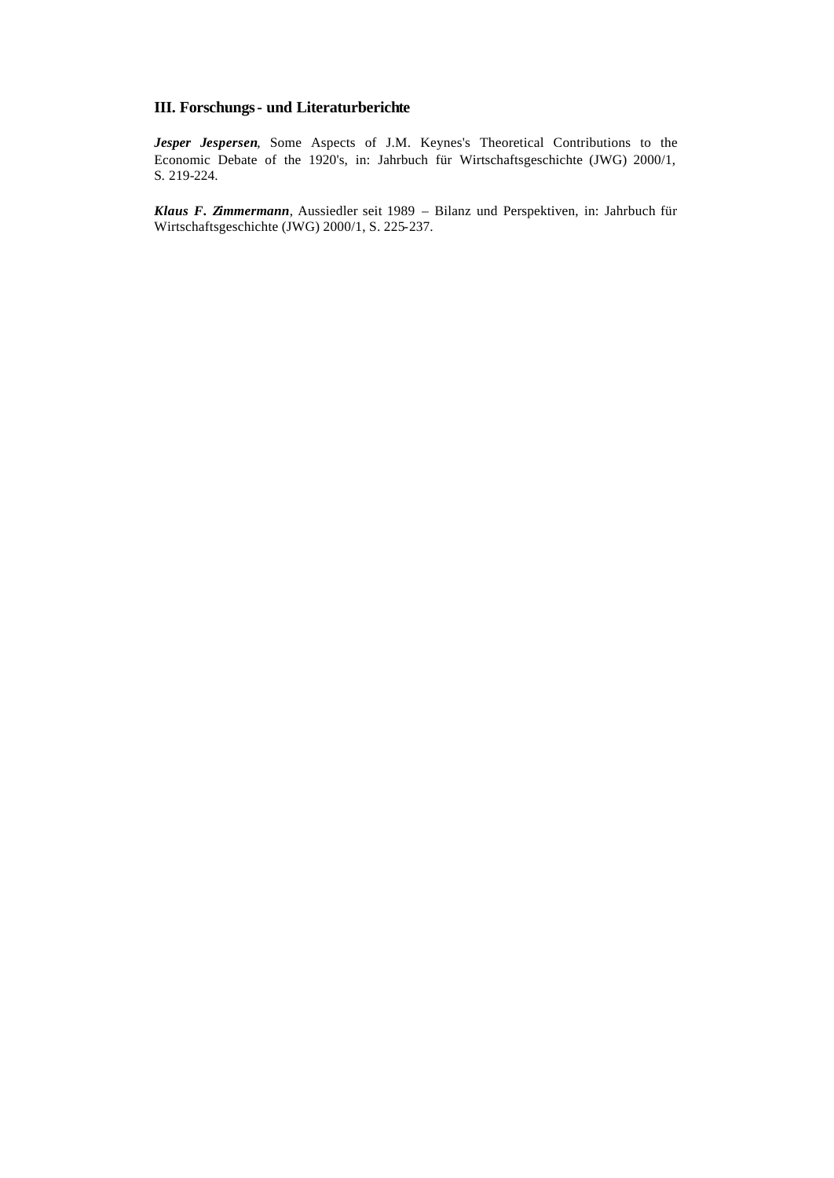### III. Forschungs- und Literaturberichte

***Jesper Jespersen***, Some Aspects of J.M. Keynes's Theoretical Contributions to the Economic Debate of the 1920's, in: Jahrbuch für Wirtschaftsgeschichte (JWG) 2000/1, S. 219-224.

***Klaus F. Zimmermann***, Aussiedler seit 1989 – Bilanz und Perspektiven, in: Jahrbuch für Wirtschaftsgeschichte (JWG) 2000/1, S. 225-237.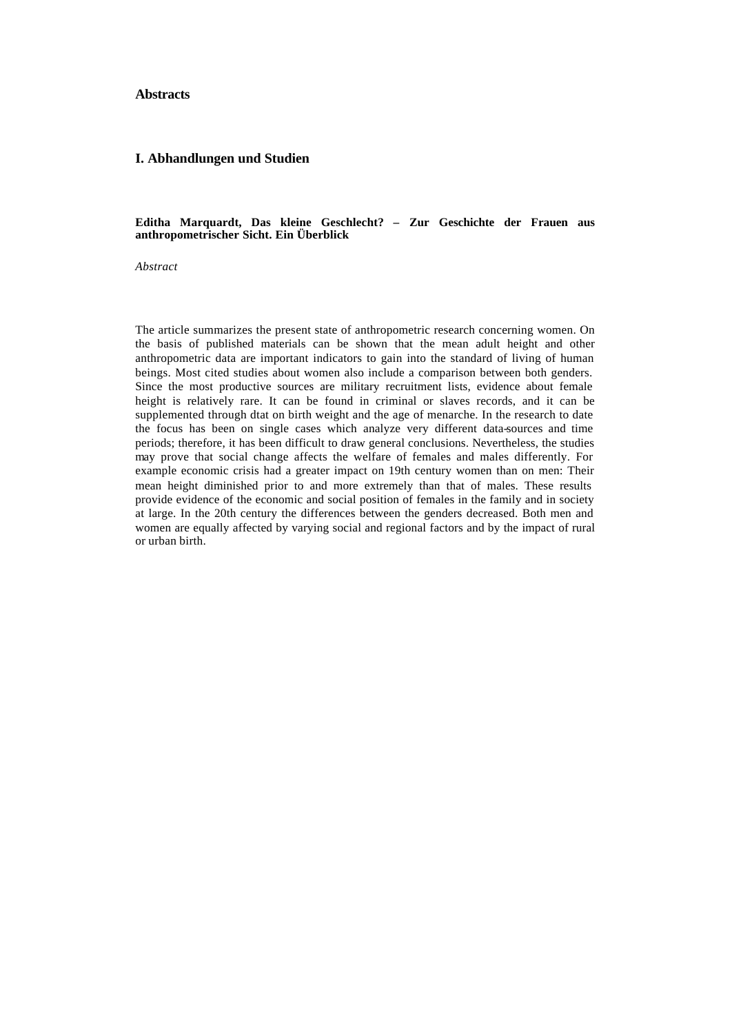## Abstracts

### I. Abhandlungen und Studien

**Editha Marquardt, Das kleine Geschlecht? – Zur Geschichte der Frauen aus anthropometrischer Sicht. Ein Überblick**

*Abstract*

The article summarizes the present state of anthropometric research concerning women. On the basis of published materials can be shown that the mean adult height and other anthropometric data are important indicators to gain into the standard of living of human beings. Most cited studies about women also include a comparison between both genders. Since the most productive sources are military recruitment lists, evidence about female height is relatively rare. It can be found in criminal or slaves records, and it can be supplemented through dtat on birth weight and the age of menarche. In the research to date the focus has been on single cases which analyze very different data-sources and time periods; therefore, it has been difficult to draw general conclusions. Nevertheless, the studies may prove that social change affects the welfare of females and males differently. For example economic crisis had a greater impact on 19th century women than on men: Their mean height diminished prior to and more extremely than that of males. These results provide evidence of the economic and social position of females in the family and in society at large. In the 20th century the differences between the genders decreased. Both men and women are equally affected by varying social and regional factors and by the impact of rural or urban birth.